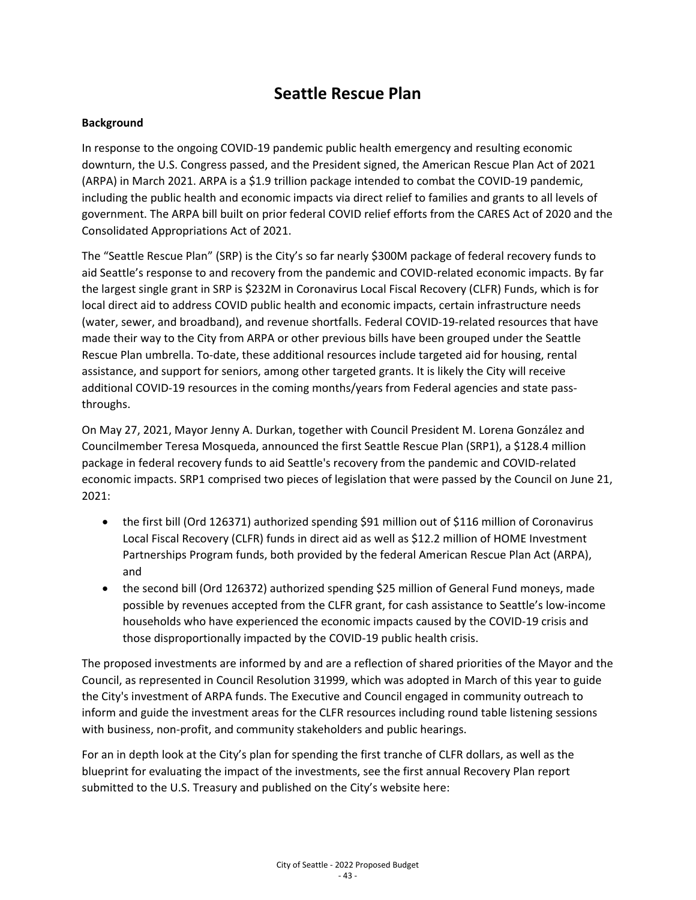# Seattle Rescue Plan

**Background**

In response to the ongoing COVID-19 pandemic public health emergency and resulting economic downturn, the U.S. Congress passed, and the President signed, the American Rescue Plan Act of 2021 (ARPA) in March 2021. ARPA is a $1.9 trillion package intended to combat the COVID-19 pandemic, including the public health and economic impacts via direct relief to families and grants to all levels of government. The ARPA bill built on prior federal COVID relief efforts from the CARES Act of 2020 and the Consolidated Appropriations Act of 2021.

The "Seattle Rescue Plan" (SRP) is the City's so far nearly $300M package of federal recovery funds to aid Seattle's response to and recovery from the pandemic and COVID-related economic impacts. By far the largest single grant in SRP is $232M in Coronavirus Local Fiscal Recovery (CLFR) Funds, which is for local direct aid to address COVID public health and economic impacts, certain infrastructure needs (water, sewer, and broadband), and revenue shortfalls. Federal COVID-19-related resources that have made their way to the City from ARPA or other previous bills have been grouped under the Seattle Rescue Plan umbrella. To-date, these additional resources include targeted aid for housing, rental assistance, and support for seniors, among other targeted grants. It is likely the City will receive additional COVID-19 resources in the coming months/years from Federal agencies and state pass-throughs.

On May 27, 2021, Mayor Jenny A. Durkan, together with Council President M. Lorena González and Councilmember Teresa Mosqueda, announced the first Seattle Rescue Plan (SRP1), a $128.4 million package in federal recovery funds to aid Seattle's recovery from the pandemic and COVID-related economic impacts. SRP1 comprised two pieces of legislation that were passed by the Council on June 21, 2021:

- the first bill (Ord 126371) authorized spending $91 million out of $116 million of Coronavirus Local Fiscal Recovery (CLFR) funds in direct aid as well as $12.2 million of HOME Investment Partnerships Program funds, both provided by the federal American Rescue Plan Act (ARPA), and
- the second bill (Ord 126372) authorized spending $25 million of General Fund moneys, made possible by revenues accepted from the CLFR grant, for cash assistance to Seattle's low-income households who have experienced the economic impacts caused by the COVID-19 crisis and those disproportionally impacted by the COVID-19 public health crisis.

The proposed investments are informed by and are a reflection of shared priorities of the Mayor and the Council, as represented in Council Resolution 31999, which was adopted in March of this year to guide the City's investment of ARPA funds. The Executive and Council engaged in community outreach to inform and guide the investment areas for the CLFR resources including round table listening sessions with business, non-profit, and community stakeholders and public hearings.

For an in depth look at the City's plan for spending the first tranche of CLFR dollars, as well as the blueprint for evaluating the impact of the investments, see the first annual Recovery Plan report submitted to the U.S. Treasury and published on the City's website here: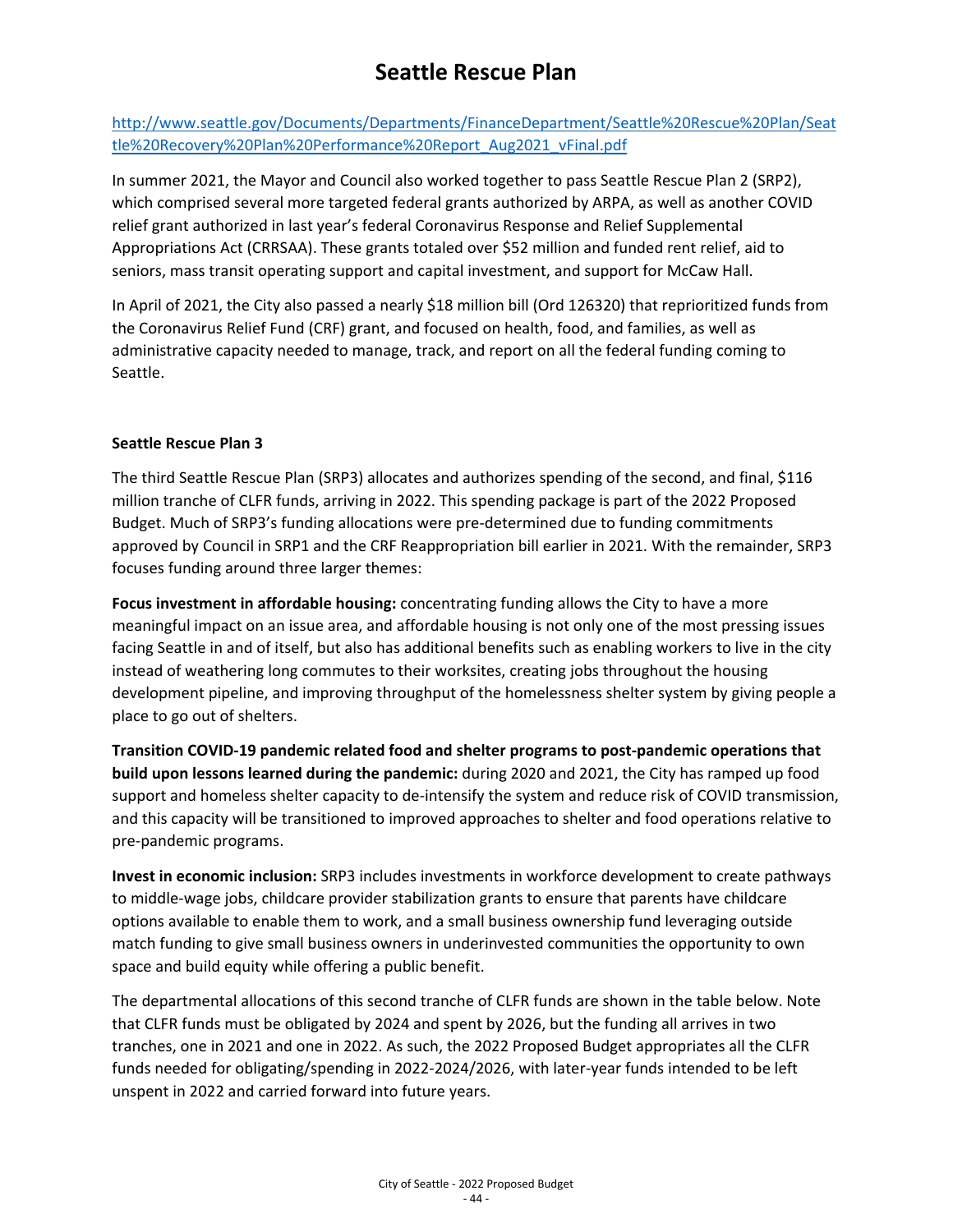# Seattle Rescue Plan

[http://www.seattle.gov/Documents/Departments/FinanceDepartment/Seattle%20Rescue%20Plan/Seattle%20Recovery%20Plan%20Performance%20Report_Aug2021_vFinal.pdf](http://www.seattle.gov/Documents/Departments/FinanceDepartment/Seattle%20Rescue%20Plan/Seattle%20Recovery%20Plan%20Performance%20Report_Aug2021_vFinal.pdf)

In summer 2021, the Mayor and Council also worked together to pass Seattle Rescue Plan 2 (SRP2), which comprised several more targeted federal grants authorized by ARPA, as well as another COVID relief grant authorized in last year's federal Coronavirus Response and Relief Supplemental Appropriations Act (CRRSAA). These grants totaled over $52 million and funded rent relief, aid to seniors, mass transit operating support and capital investment, and support for McCaw Hall.

In April of 2021, the City also passed a nearly $18 million bill (Ord 126320) that reprioritized funds from the Coronavirus Relief Fund (CRF) grant, and focused on health, food, and families, as well as administrative capacity needed to manage, track, and report on all the federal funding coming to Seattle.

**Seattle Rescue Plan 3**

The third Seattle Rescue Plan (SRP3) allocates and authorizes spending of the second, and final, $116 million tranche of CLFR funds, arriving in 2022. This spending package is part of the 2022 Proposed Budget. Much of SRP3's funding allocations were pre-determined due to funding commitments approved by Council in SRP1 and the CRF Reappropriation bill earlier in 2021. With the remainder, SRP3 focuses funding around three larger themes:

**Focus investment in affordable housing:** concentrating funding allows the City to have a more meaningful impact on an issue area, and affordable housing is not only one of the most pressing issues facing Seattle in and of itself, but also has additional benefits such as enabling workers to live in the city instead of weathering long commutes to their worksites, creating jobs throughout the housing development pipeline, and improving throughput of the homelessness shelter system by giving people a place to go out of shelters.

**Transition COVID-19 pandemic related food and shelter programs to post-pandemic operations that build upon lessons learned during the pandemic:** during 2020 and 2021, the City has ramped up food support and homeless shelter capacity to de-intensify the system and reduce risk of COVID transmission, and this capacity will be transitioned to improved approaches to shelter and food operations relative to pre-pandemic programs.

**Invest in economic inclusion:** SRP3 includes investments in workforce development to create pathways to middle-wage jobs, childcare provider stabilization grants to ensure that parents have childcare options available to enable them to work, and a small business ownership fund leveraging outside match funding to give small business owners in underinvested communities the opportunity to own space and build equity while offering a public benefit.

The departmental allocations of this second tranche of CLFR funds are shown in the table below. Note that CLFR funds must be obligated by 2024 and spent by 2026, but the funding all arrives in two tranches, one in 2021 and one in 2022. As such, the 2022 Proposed Budget appropriates all the CLFR funds needed for obligating/spending in 2022-2024/2026, with later-year funds intended to be left unspent in 2022 and carried forward into future years.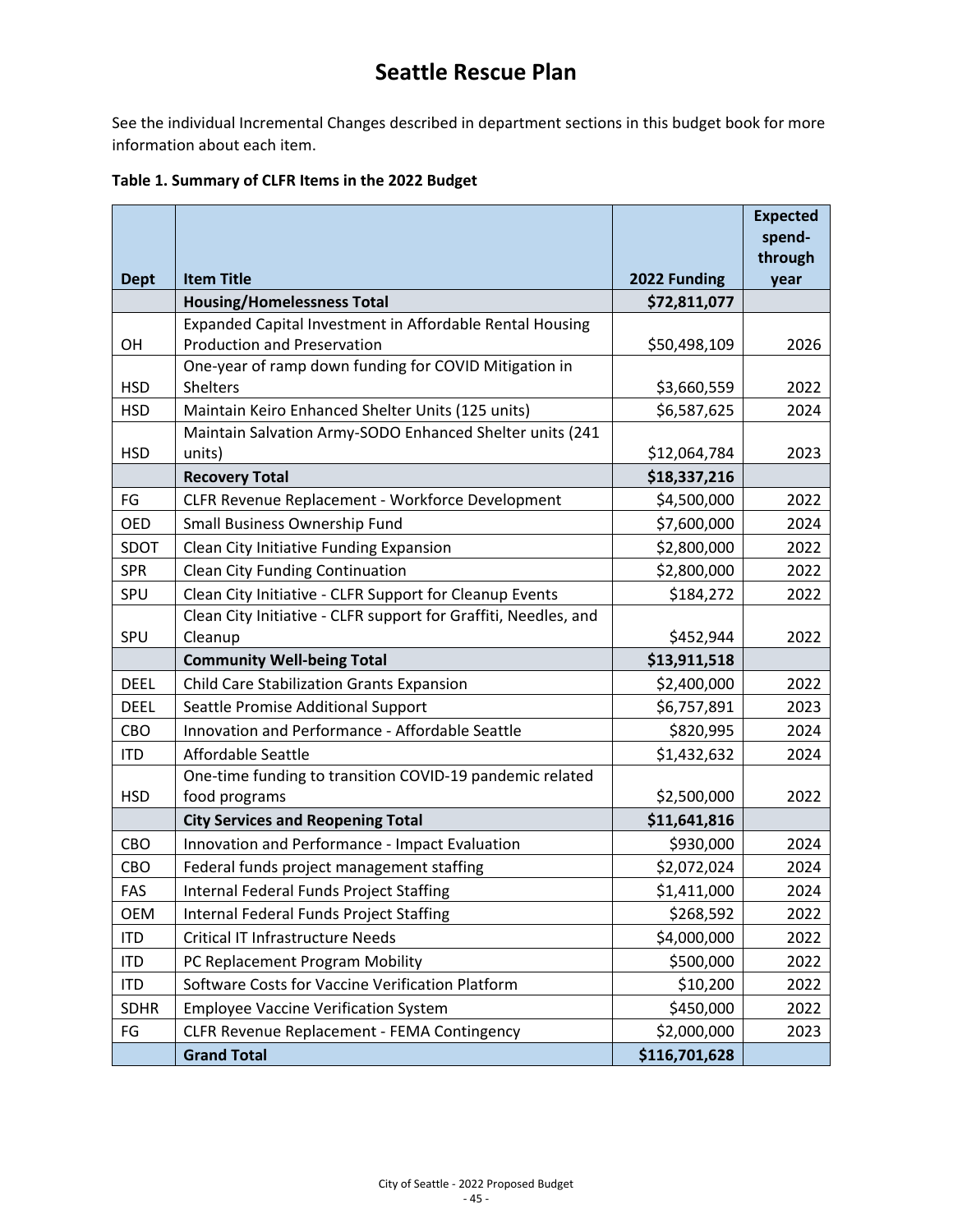# Seattle Rescue Plan

See the individual Incremental Changes described in department sections in this budget book for more information about each item.

**Table 1. Summary of CLFR Items in the 2022 Budget**

| Dept | Item Title | 2022 Funding | Expected spend-through year |
|---|---|---|---|
| | **Housing/Homelessness Total** | **$72,811,077** | |
| OH | Expanded Capital Investment in Affordable Rental Housing Production and Preservation | $50,498,109 | 2026 |
| HSD | One-year of ramp down funding for COVID Mitigation in Shelters | $3,660,559 | 2022 |
| HSD | Maintain Keiro Enhanced Shelter Units (125 units) | $6,587,625 | 2024 |
| HSD | Maintain Salvation Army-SODO Enhanced Shelter units (241 units) | $12,064,784 | 2023 |
| | **Recovery Total** | **$18,337,216** | |
| FG | CLFR Revenue Replacement - Workforce Development | $4,500,000 | 2022 |
| OED | Small Business Ownership Fund | $7,600,000 | 2024 |
| SDOT | Clean City Initiative Funding Expansion | $2,800,000 | 2022 |
| SPR | Clean City Funding Continuation | $2,800,000 | 2022 |
| SPU | Clean City Initiative - CLFR Support for Cleanup Events | $184,272 | 2022 |
| SPU | Clean City Initiative - CLFR support for Graffiti, Needles, and Cleanup | $452,944 | 2022 |
| | **Community Well-being Total** | **$13,911,518** | |
| DEEL | Child Care Stabilization Grants Expansion | $2,400,000 | 2022 |
| DEEL | Seattle Promise Additional Support | $6,757,891 | 2023 |
| CBO | Innovation and Performance - Affordable Seattle | $820,995 | 2024 |
| ITD | Affordable Seattle | $1,432,632 | 2024 |
| HSD | One-time funding to transition COVID-19 pandemic related food programs | $2,500,000 | 2022 |
| | **City Services and Reopening Total** | **$11,641,816** | |
| CBO | Innovation and Performance - Impact Evaluation | $930,000 | 2024 |
| CBO | Federal funds project management staffing | $2,072,024 | 2024 |
| FAS | Internal Federal Funds Project Staffing | $1,411,000 | 2024 |
| OEM | Internal Federal Funds Project Staffing | $268,592 | 2022 |
| ITD | Critical IT Infrastructure Needs | $4,000,000 | 2022 |
| ITD | PC Replacement Program Mobility | $500,000 | 2022 |
| ITD | Software Costs for Vaccine Verification Platform | $10,200 | 2022 |
| SDHR | Employee Vaccine Verification System | $450,000 | 2022 |
| FG | CLFR Revenue Replacement - FEMA Contingency | $2,000,000 | 2023 |
| | **Grand Total** | **$116,701,628** | |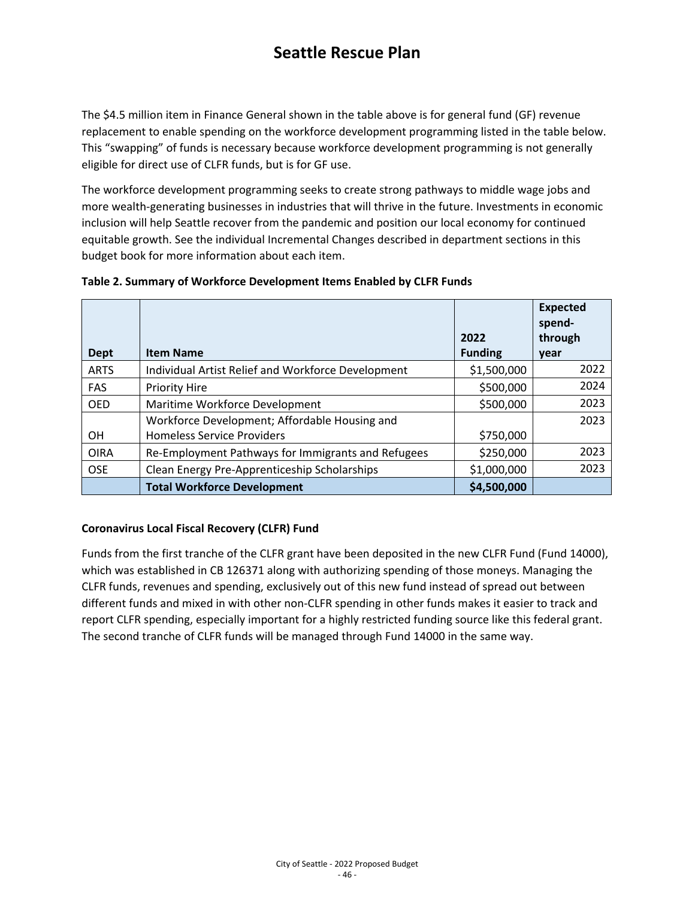# Seattle Rescue Plan

The $4.5 million item in Finance General shown in the table above is for general fund (GF) revenue replacement to enable spending on the workforce development programming listed in the table below. This "swapping" of funds is necessary because workforce development programming is not generally eligible for direct use of CLFR funds, but is for GF use.

The workforce development programming seeks to create strong pathways to middle wage jobs and more wealth-generating businesses in industries that will thrive in the future. Investments in economic inclusion will help Seattle recover from the pandemic and position our local economy for continued equitable growth. See the individual Incremental Changes described in department sections in this budget book for more information about each item.

**Table 2. Summary of Workforce Development Items Enabled by CLFR Funds**

| Dept | Item Name | 2022 Funding | Expected spend-through year |
|---|---|---|---|
| ARTS | Individual Artist Relief and Workforce Development | $1,500,000 | 2022 |
| FAS | Priority Hire | $500,000 | 2024 |
| OED | Maritime Workforce Development | $500,000 | 2023 |
| OH | Workforce Development; Affordable Housing and Homeless Service Providers | $750,000 | 2023 |
| OIRA | Re-Employment Pathways for Immigrants and Refugees | $250,000 | 2023 |
| OSE | Clean Energy Pre-Apprenticeship Scholarships | $1,000,000 | 2023 |
| | **Total Workforce Development** | **$4,500,000** | |

### Coronavirus Local Fiscal Recovery (CLFR) Fund

Funds from the first tranche of the CLFR grant have been deposited in the new CLFR Fund (Fund 14000), which was established in CB 126371 along with authorizing spending of those moneys. Managing the CLFR funds, revenues and spending, exclusively out of this new fund instead of spread out between different funds and mixed in with other non-CLFR spending in other funds makes it easier to track and report CLFR spending, especially important for a highly restricted funding source like this federal grant. The second tranche of CLFR funds will be managed through Fund 14000 in the same way.